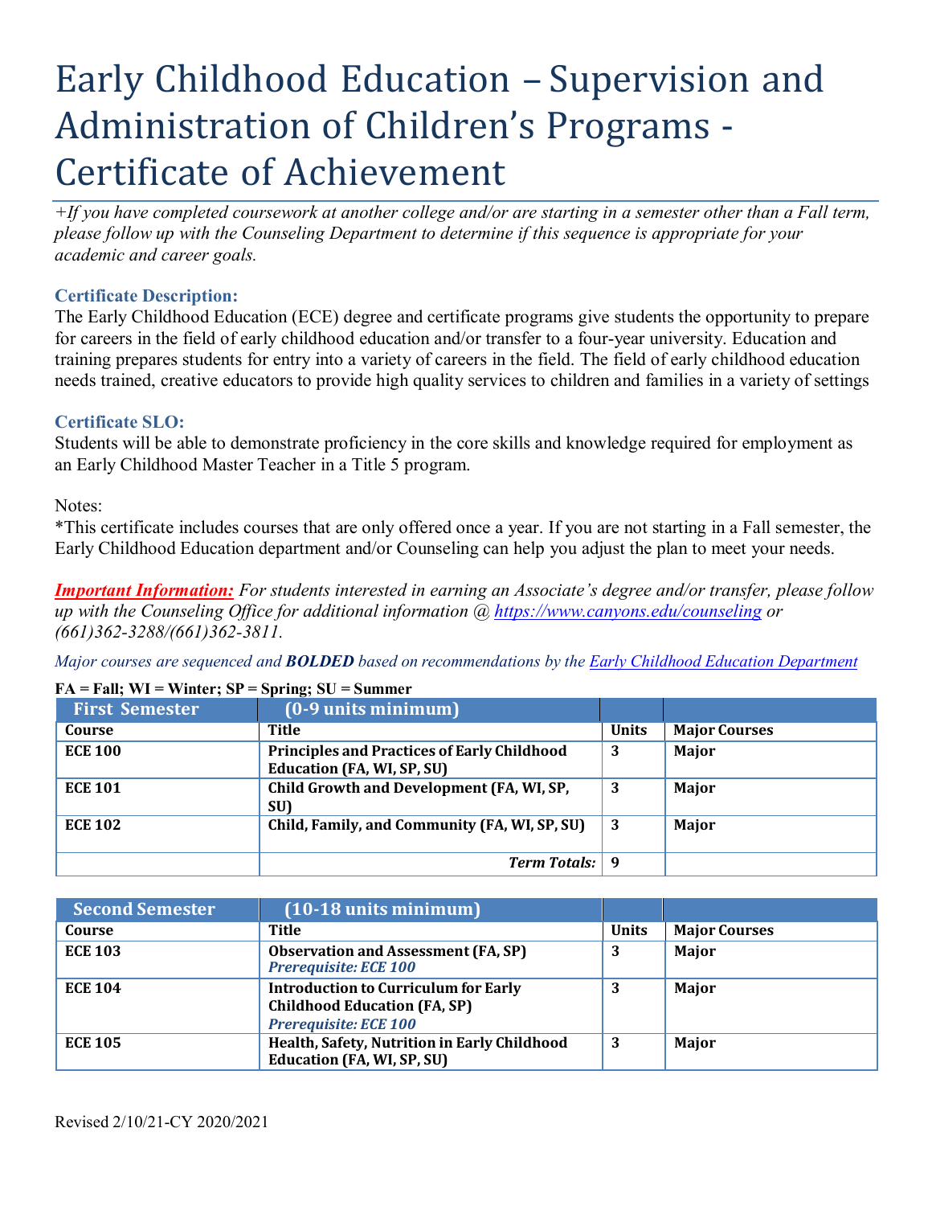# Early Childhood Education – Supervision and Administration of Children's Programs - Certificate of Achievement

*+If you have completed coursework at another college and/or are starting in a semester other than a Fall term, please follow up with the Counseling Department to determine if this sequence is appropriate for your academic and career goals.*

### Certificate Description:

The Early Childhood Education (ECE) degree and certificate programs give students the opportunity to prepare for careers in the field of early childhood education and/or transfer to a four-year university. Education and training prepares students for entry into a variety of careers in the field. The field of early childhood education needs trained, creative educators to provide high quality services to children and families in a variety of settings

### Certificate SLO:

Students will be able to demonstrate proficiency in the core skills and knowledge required for employment as an Early Childhood Master Teacher in a Title 5 program.

Notes:
*This certificate includes courses that are only offered once a year. If you are not starting in a Fall semester, the Early Childhood Education department and/or Counseling can help you adjust the plan to meet your needs.

***Important Information:*** *For students interested in earning an Associate's degree and/or transfer, please follow up with the Counseling Office for additional information @ https://www.canyons.edu/counseling or (661)362-3288/(661)362-3811.*

*Major courses are sequenced and **BOLDED** based on recommendations by the Early Childhood Education Department*

**FA = Fall; WI = Winter; SP = Spring; SU = Summer**

| First Semester | (0-9 units minimum) | | |
|---|---|---|---|
| **Course** | **Title** | **Units** | **Major Courses** |
| **ECE 100** | **Principles and Practices of Early Childhood Education (FA, WI, SP, SU)** | **3** | **Major** |
| **ECE 101** | **Child Growth and Development (FA, WI, SP, SU)** | **3** | **Major** |
| **ECE 102** | **Child, Family, and Community (FA, WI, SP, SU)** | **3** | **Major** |
| | ***Term Totals:*** | **9** | |

| Second Semester | (10-18 units minimum) | | |
|---|---|---|---|
| **Course** | **Title** | **Units** | **Major Courses** |
| **ECE 103** | **Observation and Assessment (FA, SP)** ***Prerequisite: ECE 100*** | **3** | **Major** |
| **ECE 104** | **Introduction to Curriculum for Early Childhood Education (FA, SP)** ***Prerequisite: ECE 100*** | **3** | **Major** |
| **ECE 105** | **Health, Safety, Nutrition in Early Childhood Education (FA, WI, SP, SU)** | **3** | **Major** |

Revised 2/10/21-CY 2020/2021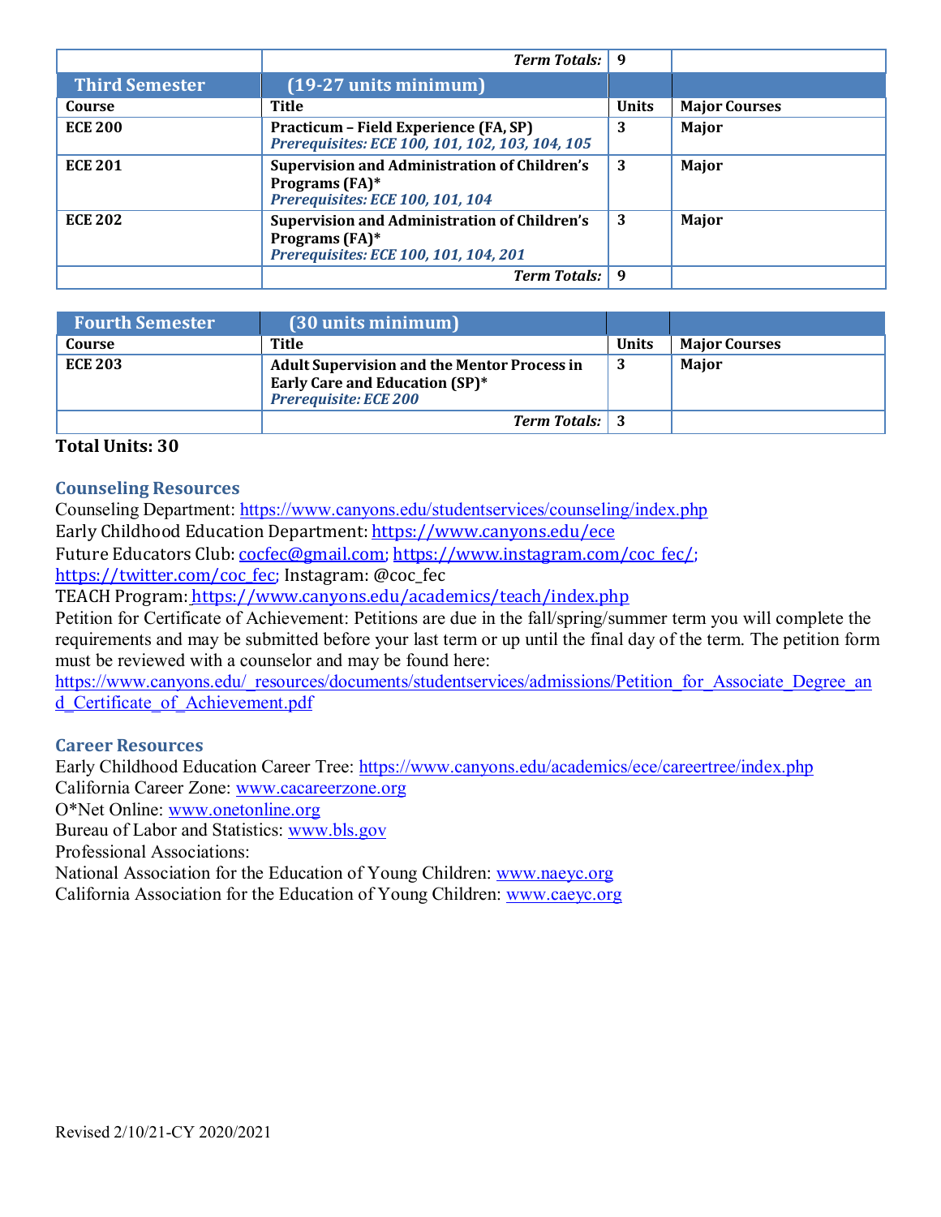| | | | |
|---|---|---|---|
| | ***Term Totals:*** | 9 | |

| **Third Semester** | **(19-27 units minimum)** | | |
|---|---|---|---|
| **Course** | **Title** | **Units** | **Major Courses** |
| **ECE 200** | **Practicum – Field Experience (FA, SP)**<br>***Prerequisites: ECE 100, 101, 102, 103, 104, 105*** | **3** | **Major** |
| **ECE 201** | **Supervision and Administration of Children's Programs (FA)***<br>***Prerequisites: ECE 100, 101, 104*** | **3** | **Major** |
| **ECE 202** | **Supervision and Administration of Children's Programs (FA)***<br>***Prerequisites: ECE 100, 101, 104, 201*** | **3** | **Major** |
| | ***Term Totals:*** | **9** | |

| **Fourth Semester** | **(30 units minimum)** | | |
|---|---|---|---|
| **Course** | **Title** | **Units** | **Major Courses** |
| **ECE 203** | **Adult Supervision and the Mentor Process in Early Care and Education (SP)***<br>***Prerequisite: ECE 200*** | **3** | **Major** |
| | ***Term Totals:*** | **3** | |

**Total Units: 30**

### Counseling Resources

Counseling Department: https://www.canyons.edu/studentservices/counseling/index.php
Early Childhood Education Department: https://www.canyons.edu/ece
Future Educators Club: cocfec@gmail.com; https://www.instagram.com/coc_fec/; https://twitter.com/coc_fec; Instagram: @coc_fec
TEACH Program: https://www.canyons.edu/academics/teach/index.php
Petition for Certificate of Achievement: Petitions are due in the fall/spring/summer term you will complete the requirements and may be submitted before your last term or up until the final day of the term. The petition form must be reviewed with a counselor and may be found here:
https://www.canyons.edu/_resources/documents/studentservices/admissions/Petition_for_Associate_Degree_and_Certificate_of_Achievement.pdf

### Career Resources

Early Childhood Education Career Tree: https://www.canyons.edu/academics/ece/careertree/index.php
California Career Zone: www.cacareerzone.org
O*Net Online: www.onetonline.org
Bureau of Labor and Statistics: www.bls.gov
Professional Associations:
National Association for the Education of Young Children: www.naeyc.org
California Association for the Education of Young Children: www.caeyc.org

Revised 2/10/21-CY 2020/2021